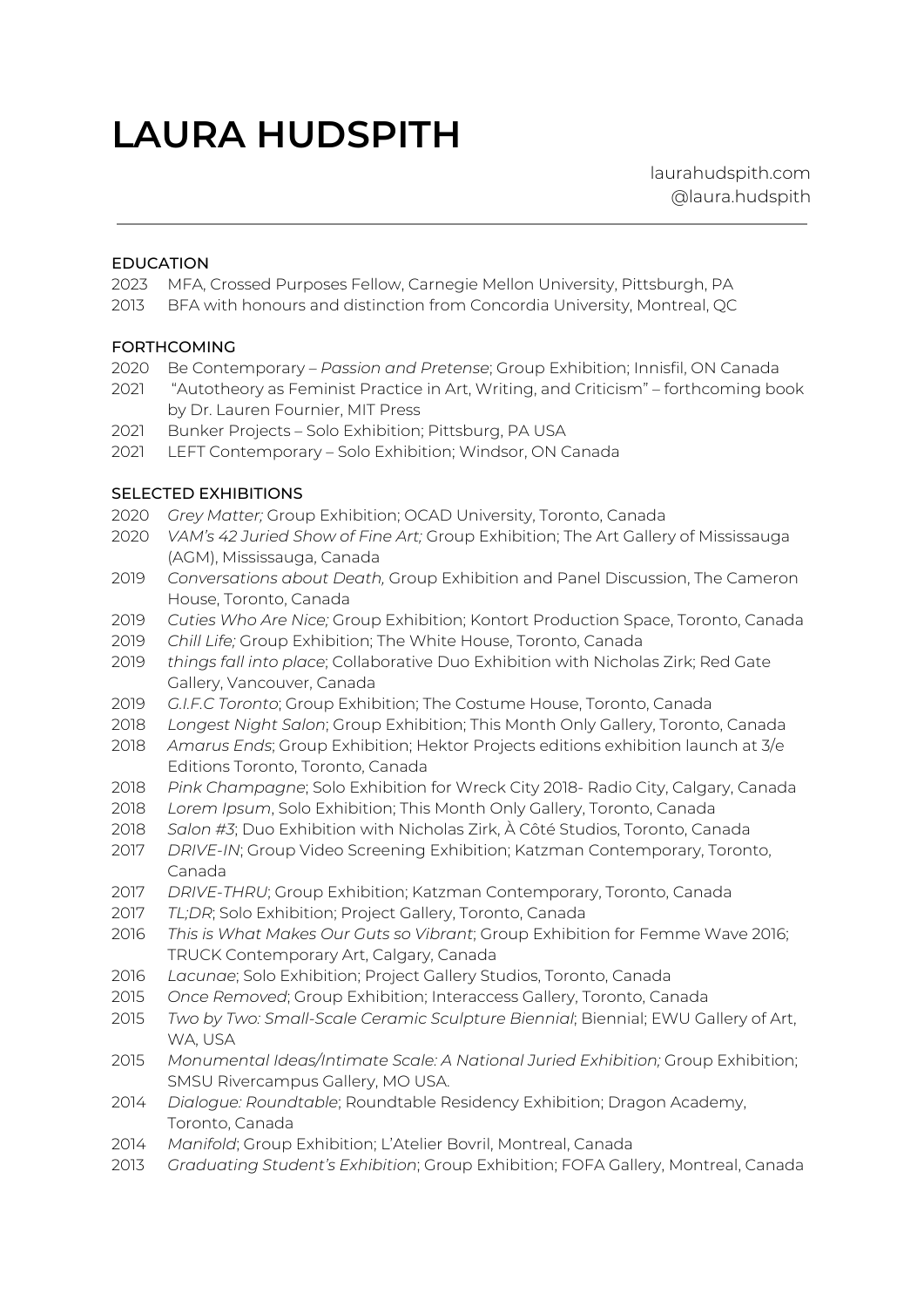# LAURA HUDSPITH

laurahudspith.com
@laura.hudspith

---

EDUCATION

2023 MFA, Crossed Purposes Fellow, Carnegie Mellon University, Pittsburgh, PA
2013 BFA with honours and distinction from Concordia University, Montreal, QC

FORTHCOMING

2020 Be Contemporary – *Passion and Pretense*; Group Exhibition; Innisfil, ON Canada
2021 "Autotheory as Feminist Practice in Art, Writing, and Criticism" – forthcoming book by Dr. Lauren Fournier, MIT Press
2021 Bunker Projects – Solo Exhibition; Pittsburg, PA USA
2021 LEFT Contemporary – Solo Exhibition; Windsor, ON Canada

SELECTED EXHIBITIONS

2020 *Grey Matter;* Group Exhibition; OCAD University, Toronto, Canada
2020 *VAM's 42 Juried Show of Fine Art;* Group Exhibition; The Art Gallery of Mississauga (AGM), Mississauga, Canada
2019 *Conversations about Death,* Group Exhibition and Panel Discussion, The Cameron House, Toronto, Canada
2019 *Cuties Who Are Nice;* Group Exhibition; Kontort Production Space, Toronto, Canada
2019 *Chill Life;* Group Exhibition; The White House, Toronto, Canada
2019 *things fall into place*; Collaborative Duo Exhibition with Nicholas Zirk; Red Gate Gallery, Vancouver, Canada
2019 *G.I.F.C Toronto*; Group Exhibition; The Costume House, Toronto, Canada
2018 *Longest Night Salon*; Group Exhibition; This Month Only Gallery, Toronto, Canada
2018 *Amarus Ends*; Group Exhibition; Hektor Projects editions exhibition launch at 3/e Editions Toronto, Toronto, Canada
2018 *Pink Champagne*; Solo Exhibition for Wreck City 2018- Radio City, Calgary, Canada
2018 *Lorem Ipsum*, Solo Exhibition; This Month Only Gallery, Toronto, Canada
2018 *Salon #3*; Duo Exhibition with Nicholas Zirk, À Côté Studios, Toronto, Canada
2017 *DRIVE-IN*; Group Video Screening Exhibition; Katzman Contemporary, Toronto, Canada
2017 *DRIVE-THRU*; Group Exhibition; Katzman Contemporary, Toronto, Canada
2017 *TL;DR*; Solo Exhibition; Project Gallery, Toronto, Canada
2016 *This is What Makes Our Guts so Vibrant*; Group Exhibition for Femme Wave 2016; TRUCK Contemporary Art, Calgary, Canada
2016 *Lacunae*; Solo Exhibition; Project Gallery Studios, Toronto, Canada
2015 *Once Removed*; Group Exhibition; Interaccess Gallery, Toronto, Canada
2015 *Two by Two: Small-Scale Ceramic Sculpture Biennial*; Biennial; EWU Gallery of Art, WA, USA
2015 *Monumental Ideas/Intimate Scale: A National Juried Exhibition;* Group Exhibition; SMSU Rivercampus Gallery, MO USA.
2014 *Dialogue: Roundtable*; Roundtable Residency Exhibition; Dragon Academy, Toronto, Canada
2014 *Manifold*; Group Exhibition; L'Atelier Bovril, Montreal, Canada
2013 *Graduating Student's Exhibition*; Group Exhibition; FOFA Gallery, Montreal, Canada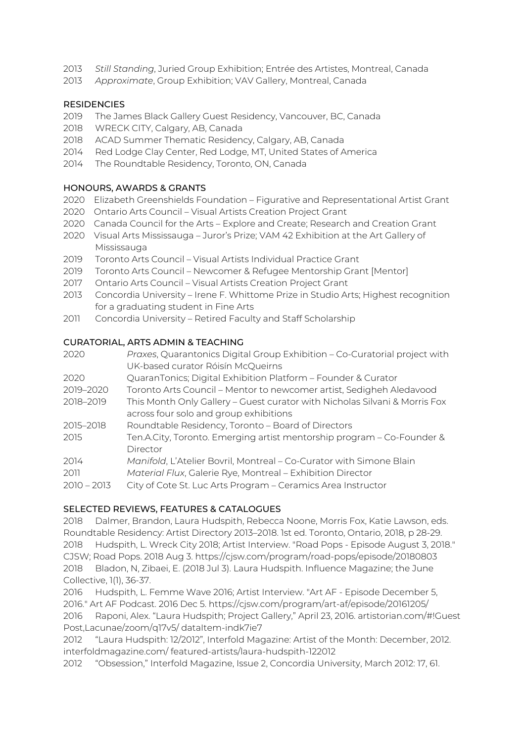2013 *Still Standing*, Juried Group Exhibition; Entrée des Artistes, Montreal, Canada
2013 *Approximate*, Group Exhibition; VAV Gallery, Montreal, Canada

## RESIDENCIES

2019 The James Black Gallery Guest Residency, Vancouver, BC, Canada
2018 WRECK CITY, Calgary, AB, Canada
2018 ACAD Summer Thematic Residency, Calgary, AB, Canada
2014 Red Lodge Clay Center, Red Lodge, MT, United States of America
2014 The Roundtable Residency, Toronto, ON, Canada

## HONOURS, AWARDS & GRANTS

2020 Elizabeth Greenshields Foundation – Figurative and Representational Artist Grant
2020 Ontario Arts Council – Visual Artists Creation Project Grant
2020 Canada Council for the Arts – Explore and Create; Research and Creation Grant
2020 Visual Arts Mississauga – Juror's Prize; VAM 42 Exhibition at the Art Gallery of Mississauga
2019 Toronto Arts Council – Visual Artists Individual Practice Grant
2019 Toronto Arts Council – Newcomer & Refugee Mentorship Grant [Mentor]
2017 Ontario Arts Council – Visual Artists Creation Project Grant
2013 Concordia University – Irene F. Whittome Prize in Studio Arts; Highest recognition for a graduating student in Fine Arts
2011 Concordia University – Retired Faculty and Staff Scholarship

## CURATORIAL, ARTS ADMIN & TEACHING

2020 *Praxes*, Quarantonics Digital Group Exhibition – Co-Curatorial project with UK-based curator Róisín McQueirns
2020 QuaranTonics; Digital Exhibition Platform – Founder & Curator
2019–2020 Toronto Arts Council – Mentor to newcomer artist, Sedigheh Aledavood
2018–2019 This Month Only Gallery – Guest curator with Nicholas Silvani & Morris Fox across four solo and group exhibitions
2015–2018 Roundtable Residency, Toronto – Board of Directors
2015 Ten.A.City, Toronto. Emerging artist mentorship program – Co-Founder & Director
2014 *Manifold*, L'Atelier Bovril, Montreal – Co-Curator with Simone Blain
2011 *Material Flux*, Galerie Rye, Montreal – Exhibition Director
2010 – 2013 City of Cote St. Luc Arts Program – Ceramics Area Instructor

## SELECTED REVIEWS, FEATURES & CATALOGUES

2018 Dalmer, Brandon, Laura Hudspith, Rebecca Noone, Morris Fox, Katie Lawson, eds. Roundtable Residency: Artist Directory 2013–2018. 1st ed. Toronto, Ontario, 2018, p 28-29.
2018 Hudspith, L. Wreck City 2018; Artist Interview. "Road Pops - Episode August 3, 2018." CJSW; Road Pops. 2018 Aug 3. https://cjsw.com/program/road-pops/episode/20180803
2018 Bladon, N, Zibaei, E. (2018 Jul 3). Laura Hudspith. Influence Magazine; the June Collective, 1(1), 36-37.
2016 Hudspith, L. Femme Wave 2016; Artist Interview. "Art AF - Episode December 5, 2016." Art AF Podcast. 2016 Dec 5. https://cjsw.com/program/art-af/episode/20161205/
2016 Raponi, Alex. "Laura Hudspith; Project Gallery," April 23, 2016. artistorian.com/#!Guest Post,Lacunae/zoom/q17v5/ dataItem-indk7ie7
2012 "Laura Hudspith: 12/2012", Interfold Magazine: Artist of the Month: December, 2012. interfoldmagazine.com/ featured-artists/laura-hudspith-122012
2012 "Obsession," Interfold Magazine, Issue 2, Concordia University, March 2012: 17, 61.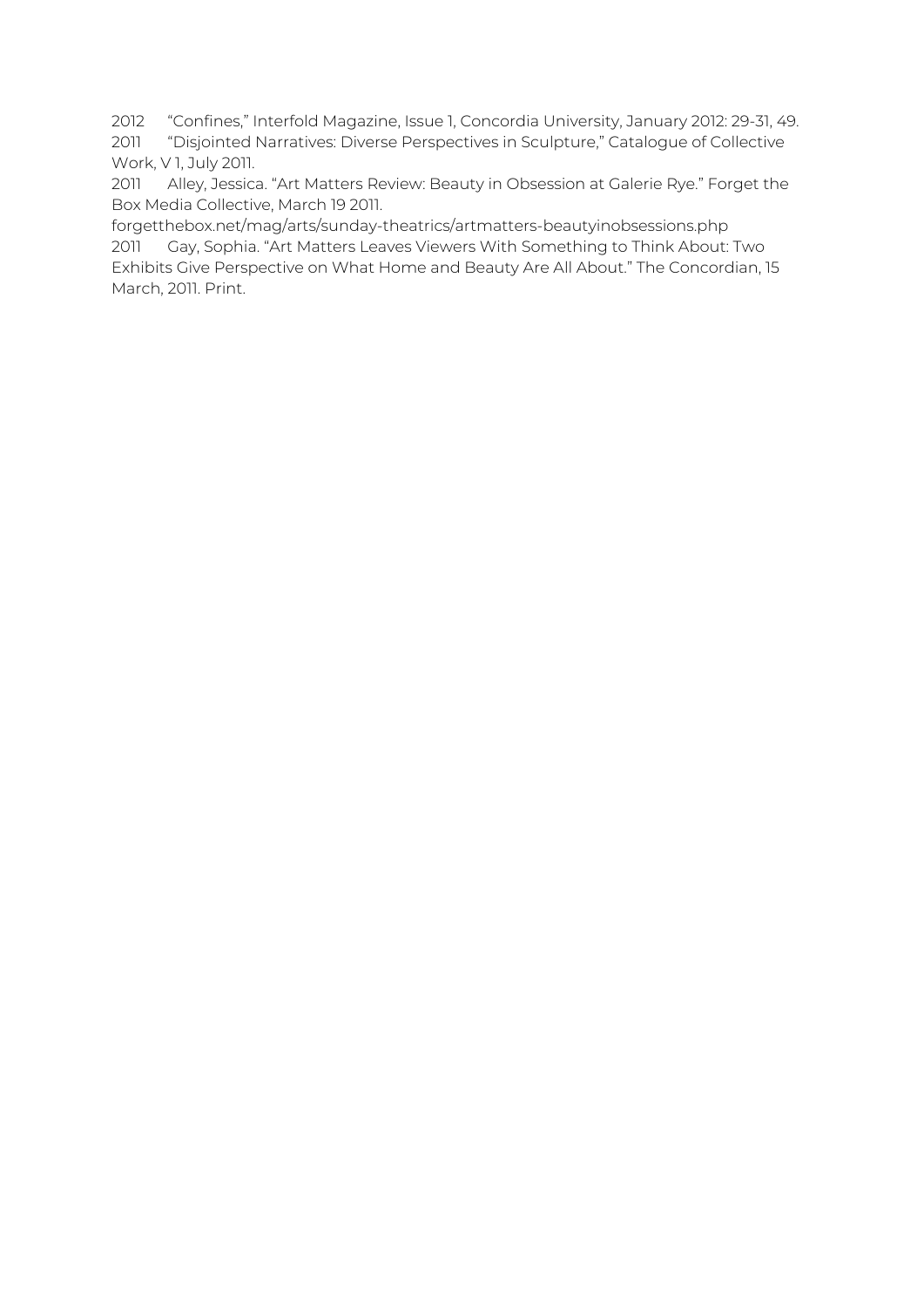2012 "Confines," Interfold Magazine, Issue 1, Concordia University, January 2012: 29-31, 49.

2011 "Disjointed Narratives: Diverse Perspectives in Sculpture," Catalogue of Collective Work, V 1, July 2011.

2011 Alley, Jessica. "Art Matters Review: Beauty in Obsession at Galerie Rye." Forget the Box Media Collective, March 19 2011.
forgetthebox.net/mag/arts/sunday-theatrics/artmatters-beautyinobsessions.php

2011 Gay, Sophia. "Art Matters Leaves Viewers With Something to Think About: Two Exhibits Give Perspective on What Home and Beauty Are All About." The Concordian, 15 March, 2011. Print.